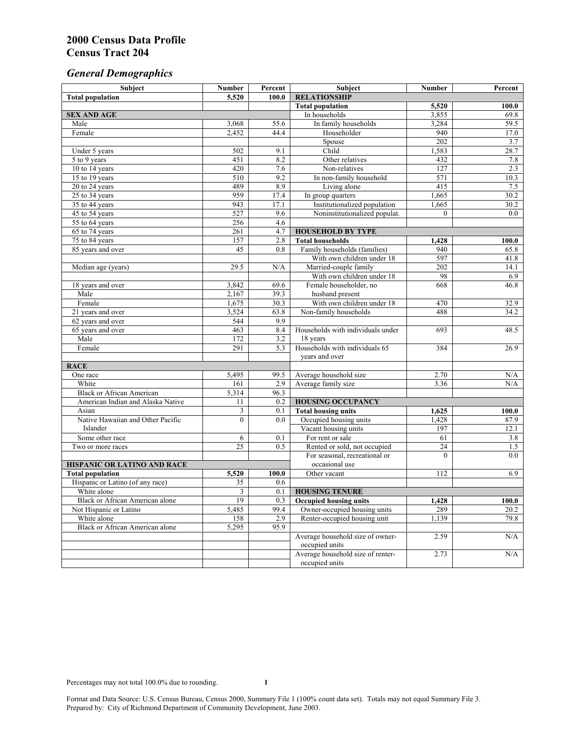# 2000 Census Data Profile
# Census Tract 204

## *General Demographics*

| Subject | Number | Percent | Subject | Number | Percent |
|---|---|---|---|---|---|
| **Total population** | **5,520** | **100.0** | **RELATIONSHIP** | | |
| | | | **Total population** | **5,520** | **100.0** |
| **SEX AND AGE** | | | In households | 3,855 | 69.8 |
| Male | 3,068 | 55.6 | In family households | 3,284 | 59.5 |
| Female | 2,452 | 44.4 | Householder | 940 | 17.0 |
| | | | Spouse | 202 | 3.7 |
| Under 5 years | 502 | 9.1 | Child | 1,583 | 28.7 |
| 5 to 9 years | 451 | 8.2 | Other relatives | 432 | 7.8 |
| 10 to 14 years | 420 | 7.6 | Non-relatives | 127 | 2.3 |
| 15 to 19 years | 510 | 9.2 | In non-family household | 571 | 10.3 |
| 20 to 24 years | 489 | 8.9 | Living alone | 415 | 7.5 |
| 25 to 34 years | 959 | 17.4 | In group quarters | 1,665 | 30.2 |
| 35 to 44 years | 943 | 17.1 | Institutionalized population | 1,665 | 30.2 |
| 45 to 54 years | 527 | 9.6 | Noninstitutionalized populat. | 0 | 0.0 |
| 55 to 64 years | 256 | 4.6 | | | |
| 65 to 74 years | 261 | 4.7 | **HOUSEHOLD BY TYPE** | | |
| 75 to 84 years | 157 | 2.8 | **Total households** | **1,428** | **100.0** |
| 85 years and over | 45 | 0.8 | Family households (families) | 940 | 65.8 |
| | | | With own children under 18 | 597 | 41.8 |
| Median age (years) | 29.5 | N/A | Married-couple family | 202 | 14.1 |
| | | | With own children under 18 | 98 | 6.9 |
| 18 years and over | 3,842 | 69.6 | Female householder, no husband present | 668 | 46.8 |
| Male | 2,167 | 39.3 | | | |
| Female | 1,675 | 30.3 | With own children under 18 | 470 | 32.9 |
| 21 years and over | 3,524 | 63.8 | Non-family households | 488 | 34.2 |
| 62 years and over | 544 | 9.9 | | | |
| 65 years and over | 463 | 8.4 | Households with individuals under 18 years | 693 | 48.5 |
| Male | 172 | 3.2 | | | |
| Female | 291 | 5.3 | Households with individuals 65 years and over | 384 | 26.9 |
| | | | | | |
| **RACE** | | | | | |
| One race | 5,495 | 99.5 | Average household size | 2.70 | N/A |
| White | 161 | 2.9 | Average family size | 3.36 | N/A |
| Black or African American | 5,314 | 96.3 | | | |
| American Indian and Alaska Native | 11 | 0.2 | **HOUSING OCCUPANCY** | | |
| Asian | 3 | 0.1 | **Total housing units** | **1,625** | **100.0** |
| Native Hawaiian and Other Pacific Islander | 0 | 0.0 | Occupied housing units | 1,428 | 87.9 |
| | | | Vacant housing units | 197 | 12.1 |
| Some other race | 6 | 0.1 | For rent or sale | 61 | 3.8 |
| Two or more races | 25 | 0.5 | Rented or sold, not occupied | 24 | 1.5 |
| | | | For seasonal, recreational or occasional use | 0 | 0.0 |
| **HISPANIC OR LATINO AND RACE** | | | | | |
| **Total population** | **5,520** | **100.0** | Other vacant | 112 | 6.9 |
| Hispanic or Latino (of any race) | 35 | 0.6 | | | |
| White alone | 3 | 0.1 | **HOUSING TENURE** | | |
| Black or African American alone | 19 | 0.3 | **Occupied housing units** | **1,428** | **100.0** |
| Not Hispanic or Latino | 5,485 | 99.4 | Owner-occupied housing units | 289 | 20.2 |
| White alone | 158 | 2.9 | Renter-occupied housing unit | 1,139 | 79.8 |
| Black or African American alone | 5,295 | 95.9 | | | |
| | | | Average household size of owner-occupied units | 2.59 | N/A |
| | | | Average household size of renter-occupied units | 2.73 | N/A |

Percentages may not total 100.0% due to rounding.

Format and Data Source: U.S. Census Bureau, Census 2000, Summary File 1 (100% count data set). Totals may not equal Summary File 3.
Prepared by: City of Richmond Department of Community Development, June 2003.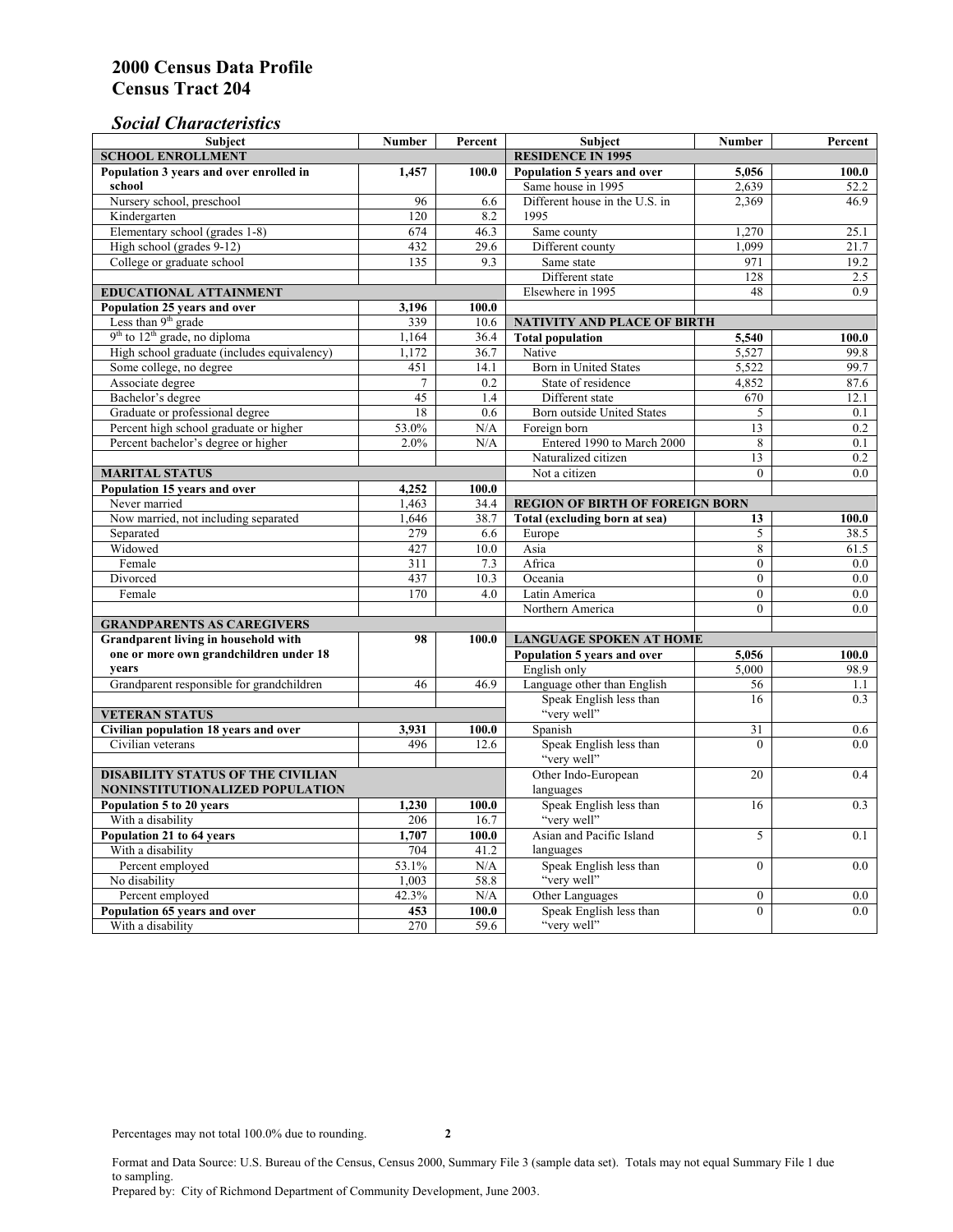# 2000 Census Data Profile
# Census Tract 204

## *Social Characteristics*

| Subject | Number | Percent |
|---|---|---|
| **SCHOOL ENROLLMENT** | | |
| **Population 3 years and over enrolled in school** | **1,457** | **100.0** |
| Nursery school, preschool | 96 | 6.6 |
| Kindergarten | 120 | 8.2 |
| Elementary school (grades 1-8) | 674 | 46.3 |
| High school (grades 9-12) | 432 | 29.6 |
| College or graduate school | 135 | 9.3 |
| **EDUCATIONAL ATTAINMENT** | | |
| **Population 25 years and over** | **3,196** | **100.0** |
| Less than 9th grade | 339 | 10.6 |
| 9th to 12th grade, no diploma | 1,164 | 36.4 |
| High school graduate (includes equivalency) | 1,172 | 36.7 |
| Some college, no degree | 451 | 14.1 |
| Associate degree | 7 | 0.2 |
| Bachelor's degree | 45 | 1.4 |
| Graduate or professional degree | 18 | 0.6 |
| Percent high school graduate or higher | 53.0% | N/A |
| Percent bachelor's degree or higher | 2.0% | N/A |
| **MARITAL STATUS** | | |
| **Population 15 years and over** | **4,252** | **100.0** |
| Never married | 1,463 | 34.4 |
| Now married, not including separated | 1,646 | 38.7 |
| Separated | 279 | 6.6 |
| Widowed | 427 | 10.0 |
| Female | 311 | 7.3 |
| Divorced | 437 | 10.3 |
| Female | 170 | 4.0 |
| **GRANDPARENTS AS CAREGIVERS** | | |
| **Grandparent living in household with one or more own grandchildren under 18 years** | **98** | **100.0** |
| Grandparent responsible for grandchildren | 46 | 46.9 |
| **VETERAN STATUS** | | |
| **Civilian population 18 years and over** | **3,931** | **100.0** |
| Civilian veterans | 496 | 12.6 |
| **DISABILITY STATUS OF THE CIVILIAN NONINSTITUTIONALIZED POPULATION** | | |
| **Population 5 to 20 years** | **1,230** | **100.0** |
| With a disability | 206 | 16.7 |
| **Population 21 to 64 years** | **1,707** | **100.0** |
| With a disability | 704 | 41.2 |
| Percent employed | 53.1% | N/A |
| No disability | 1,003 | 58.8 |
| Percent employed | 42.3% | N/A |
| **Population 65 years and over** | **453** | **100.0** |
| With a disability | 270 | 59.6 |

| Subject | Number | Percent |
|---|---|---|
| **RESIDENCE IN 1995** | | |
| **Population 5 years and over** | **5,056** | **100.0** |
| Same house in 1995 | 2,639 | 52.2 |
| Different house in the U.S. in 1995 | 2,369 | 46.9 |
| Same county | 1,270 | 25.1 |
| Different county | 1,099 | 21.7 |
| Same state | 971 | 19.2 |
| Different state | 128 | 2.5 |
| Elsewhere in 1995 | 48 | 0.9 |
| **NATIVITY AND PLACE OF BIRTH** | | |
| **Total population** | **5,540** | **100.0** |
| Native | 5,527 | 99.8 |
| Born in United States | 5,522 | 99.7 |
| State of residence | 4,852 | 87.6 |
| Different state | 670 | 12.1 |
| Born outside United States | 5 | 0.1 |
| Foreign born | 13 | 0.2 |
| Entered 1990 to March 2000 | 8 | 0.1 |
| Naturalized citizen | 13 | 0.2 |
| Not a citizen | 0 | 0.0 |
| **REGION OF BIRTH OF FOREIGN BORN** | | |
| **Total (excluding born at sea)** | **13** | **100.0** |
| Europe | 5 | 38.5 |
| Asia | 8 | 61.5 |
| Africa | 0 | 0.0 |
| Oceania | 0 | 0.0 |
| Latin America | 0 | 0.0 |
| Northern America | 0 | 0.0 |
| **LANGUAGE SPOKEN AT HOME** | | |
| **Population 5 years and over** | **5,056** | **100.0** |
| English only | 5,000 | 98.9 |
| Language other than English | 56 | 1.1 |
| Speak English less than "very well" | 16 | 0.3 |
| Spanish | 31 | 0.6 |
| Speak English less than "very well" | 0 | 0.0 |
| Other Indo-European languages | 20 | 0.4 |
| Speak English less than "very well" | 16 | 0.3 |
| Asian and Pacific Island languages | 5 | 0.1 |
| Speak English less than "very well" | 0 | 0.0 |
| Other Languages | 0 | 0.0 |
| Speak English less than "very well" | 0 | 0.0 |

Percentages may not total 100.0% due to rounding.

Format and Data Source: U.S. Bureau of the Census, Census 2000, Summary File 3 (sample data set). Totals may not equal Summary File 1 due to sampling.
Prepared by: City of Richmond Department of Community Development, June 2003.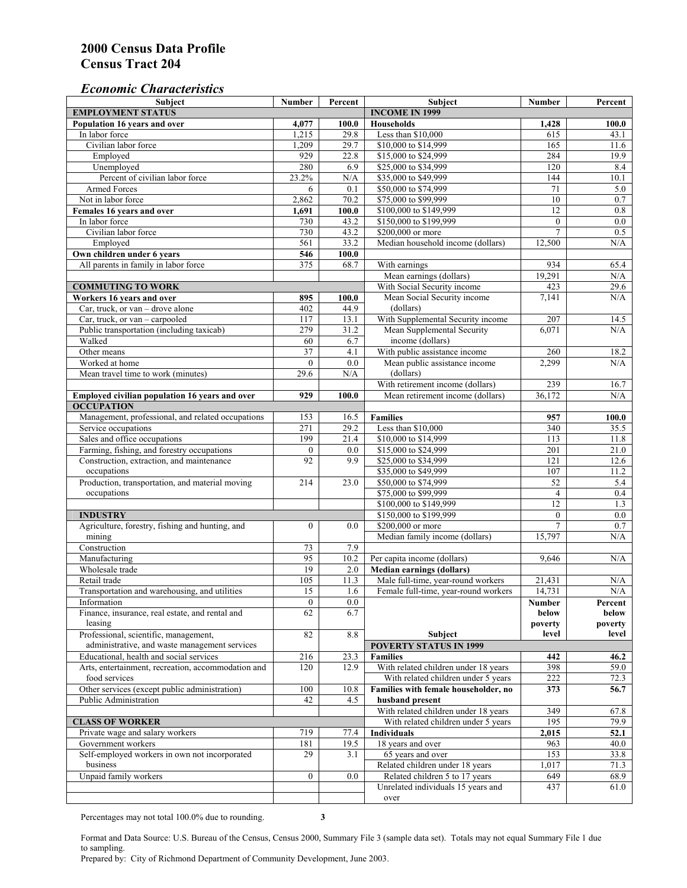# 2000 Census Data Profile
# Census Tract 204

## *Economic Characteristics*

| Subject | Number | Percent |
|---|---|---|
| **EMPLOYMENT STATUS** | | |
| **Population 16 years and over** | **4,077** | **100.0** |
| In labor force | 1,215 | 29.8 |
| Civilian labor force | 1,209 | 29.7 |
| Employed | 929 | 22.8 |
| Unemployed | 280 | 6.9 |
| Percent of civilian labor force | 23.2% | N/A |
| Armed Forces | 6 | 0.1 |
| Not in labor force | 2,862 | 70.2 |
| **Females 16 years and over** | **1,691** | **100.0** |
| In labor force | 730 | 43.2 |
| Civilian labor force | 730 | 43.2 |
| Employed | 561 | 33.2 |
| **Own children under 6 years** | **546** | **100.0** |
| All parents in family in labor force | 375 | 68.7 |
| **COMMUTING TO WORK** | | |
| **Workers 16 years and over** | **895** | **100.0** |
| Car, truck, or van – drove alone | 402 | 44.9 |
| Car, truck, or van – carpooled | 117 | 13.1 |
| Public transportation (including taxicab) | 279 | 31.2 |
| Walked | 60 | 6.7 |
| Other means | 37 | 4.1 |
| Worked at home | 0 | 0.0 |
| Mean travel time to work (minutes) | 29.6 | N/A |
| **Employed civilian population 16 years and over** | **929** | **100.0** |
| **OCCUPATION** | | |
| Management, professional, and related occupations | 153 | 16.5 |
| Service occupations | 271 | 29.2 |
| Sales and office occupations | 199 | 21.4 |
| Farming, fishing, and forestry occupations | 0 | 0.0 |
| Construction, extraction, and maintenance occupations | 92 | 9.9 |
| Production, transportation, and material moving occupations | 214 | 23.0 |
| **INDUSTRY** | | |
| Agriculture, forestry, fishing and hunting, and mining | 0 | 0.0 |
| Construction | 73 | 7.9 |
| Manufacturing | 95 | 10.2 |
| Wholesale trade | 19 | 2.0 |
| Retail trade | 105 | 11.3 |
| Transportation and warehousing, and utilities | 15 | 1.6 |
| Information | 0 | 0.0 |
| Finance, insurance, real estate, and rental and leasing | 62 | 6.7 |
| Professional, scientific, management, administrative, and waste management services | 82 | 8.8 |
| Educational, health and social services | 216 | 23.3 |
| Arts, entertainment, recreation, accommodation and food services | 120 | 12.9 |
| Other services (except public administration) | 100 | 10.8 |
| Public Administration | 42 | 4.5 |
| **CLASS OF WORKER** | | |
| Private wage and salary workers | 719 | 77.4 |
| Government workers | 181 | 19.5 |
| Self-employed workers in own not incorporated business | 29 | 3.1 |
| Unpaid family workers | 0 | 0.0 |

| Subject | Number | Percent |
|---|---|---|
| **INCOME IN 1999** | | |
| **Households** | **1,428** | **100.0** |
| Less than $10,000 | 615 | 43.1 |
| $10,000 to $14,999 | 165 | 11.6 |
| $15,000 to $24,999 | 284 | 19.9 |
| $25,000 to $34,999 | 120 | 8.4 |
| $35,000 to $49,999 | 144 | 10.1 |
| $50,000 to $74,999 | 71 | 5.0 |
| $75,000 to $99,999 | 10 | 0.7 |
| $100,000 to $149,999 | 12 | 0.8 |
| $150,000 to $199,999 | 0 | 0.0 |
| $200,000 or more | 7 | 0.5 |
| Median household income (dollars) | 12,500 | N/A |
| With earnings | 934 | 65.4 |
| Mean earnings (dollars) | 19,291 | N/A |
| With Social Security income | 423 | 29.6 |
| Mean Social Security income (dollars) | 7,141 | N/A |
| With Supplemental Security income | 207 | 14.5 |
| Mean Supplemental Security income (dollars) | 6,071 | N/A |
| With public assistance income | 260 | 18.2 |
| Mean public assistance income (dollars) | 2,299 | N/A |
| With retirement income (dollars) | 239 | 16.7 |
| Mean retirement income (dollars) | 36,172 | N/A |
| **Families** | **957** | **100.0** |
| Less than $10,000 | 340 | 35.5 |
| $10,000 to $14,999 | 113 | 11.8 |
| $15,000 to $24,999 | 201 | 21.0 |
| $25,000 to $34,999 | 121 | 12.6 |
| $35,000 to $49,999 | 107 | 11.2 |
| $50,000 to $74,999 | 52 | 5.4 |
| $75,000 to $99,999 | 4 | 0.4 |
| $100,000 to $149,999 | 12 | 1.3 |
| $150,000 to $199,999 | 0 | 0.0 |
| $200,000 or more | 7 | 0.7 |
| Median family income (dollars) | 15,797 | N/A |
| Per capita income (dollars) | 9,646 | N/A |
| **Median earnings (dollars)** | | |
| Male full-time, year-round workers | 21,431 | N/A |
| Female full-time, year-round workers | 14,731 | N/A |

| Subject | Number below poverty level | Percent below poverty level |
|---|---|---|
| **POVERTY STATUS IN 1999** | | |
| **Families** | **442** | **46.2** |
| With related children under 18 years | 398 | 59.0 |
| With related children under 5 years | 222 | 72.3 |
| **Families with female householder, no husband present** | **373** | **56.7** |
| With related children under 18 years | 349 | 67.8 |
| With related children under 5 years | 195 | 79.9 |
| **Individuals** | **2,015** | **52.1** |
| 18 years and over | 963 | 40.0 |
| 65 years and over | 153 | 33.8 |
| Related children under 18 years | 1,017 | 71.3 |
| Related children 5 to 17 years | 649 | 68.9 |
| Unrelated individuals 15 years and over | 437 | 61.0 |

Percentages may not total 100.0% due to rounding.

Format and Data Source: U.S. Bureau of the Census, Census 2000, Summary File 3 (sample data set). Totals may not equal Summary File 1 due to sampling.
Prepared by: City of Richmond Department of Community Development, June 2003.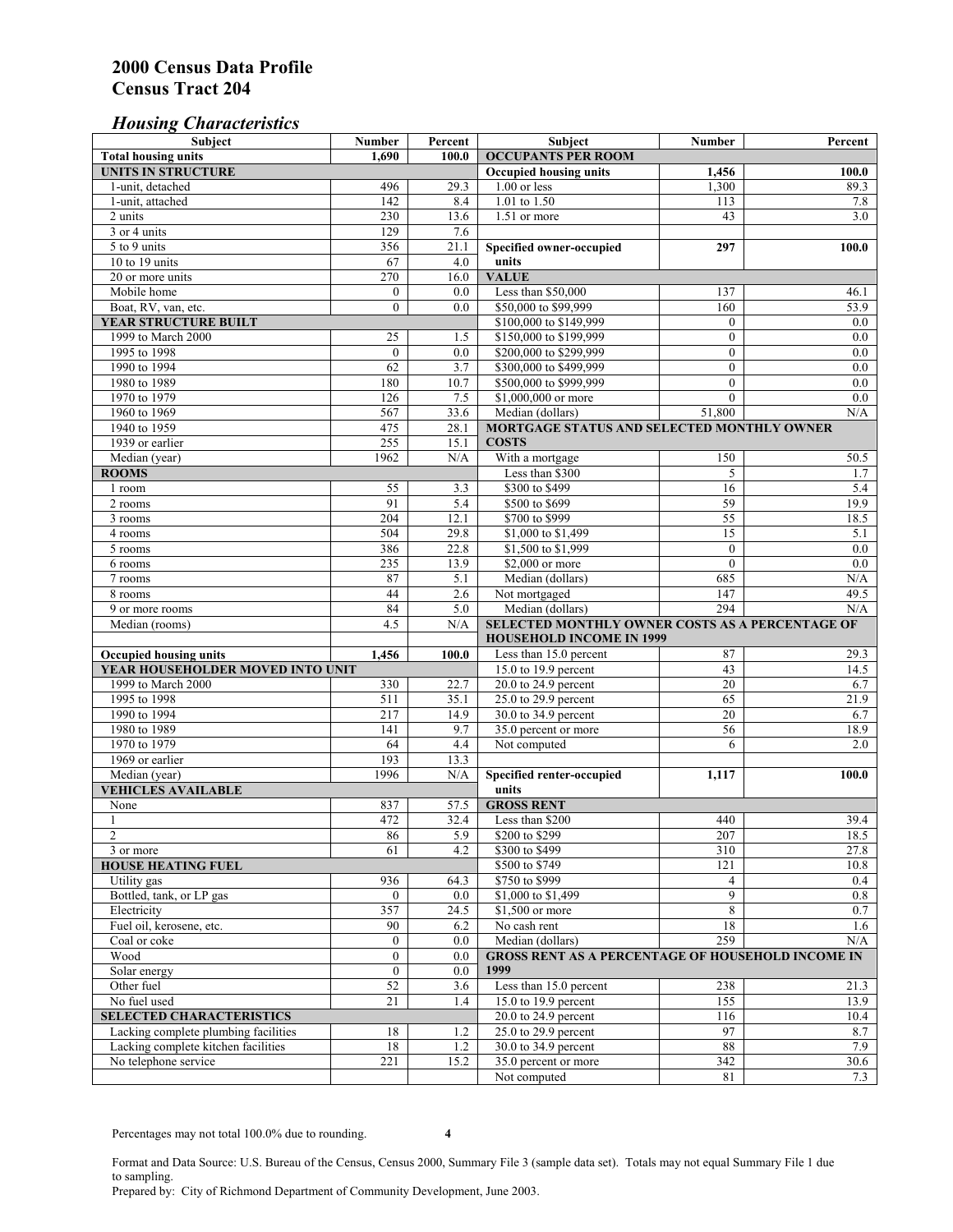# 2000 Census Data Profile
# Census Tract 204

## *Housing Characteristics*

| Subject | Number | Percent | Subject | Number | Percent |
|---|---|---|---|---|---|
| **Total housing units** | **1,690** | **100.0** | **OCCUPANTS PER ROOM** | | |
| **UNITS IN STRUCTURE** | | | **Occupied housing units** | **1,456** | **100.0** |
| 1-unit, detached | 496 | 29.3 | 1.00 or less | 1,300 | 89.3 |
| 1-unit, attached | 142 | 8.4 | 1.01 to 1.50 | 113 | 7.8 |
| 2 units | 230 | 13.6 | 1.51 or more | 43 | 3.0 |
| 3 or 4 units | 129 | 7.6 | | | |
| 5 to 9 units | 356 | 21.1 | **Specified owner-occupied units** | **297** | **100.0** |
| 10 to 19 units | 67 | 4.0 | | | |
| 20 or more units | 270 | 16.0 | **VALUE** | | |
| Mobile home | 0 | 0.0 | Less than $50,000 | 137 | 46.1 |
| Boat, RV, van, etc. | 0 | 0.0 | $50,000 to $99,999 | 160 | 53.9 |
| **YEAR STRUCTURE BUILT** | | | $100,000 to $149,999 | 0 | 0.0 |
| 1999 to March 2000 | 25 | 1.5 | $150,000 to $199,999 | 0 | 0.0 |
| 1995 to 1998 | 0 | 0.0 | $200,000 to $299,999 | 0 | 0.0 |
| 1990 to 1994 | 62 | 3.7 | $300,000 to $499,999 | 0 | 0.0 |
| 1980 to 1989 | 180 | 10.7 | $500,000 to $999,999 | 0 | 0.0 |
| 1970 to 1979 | 126 | 7.5 | $1,000,000 or more | 0 | 0.0 |
| 1960 to 1969 | 567 | 33.6 | Median (dollars) | 51,800 | N/A |
| 1940 to 1959 | 475 | 28.1 | **MORTGAGE STATUS AND SELECTED MONTHLY OWNER COSTS** | | |
| 1939 or earlier | 255 | 15.1 | | | |
| Median (year) | 1962 | N/A | With a mortgage | 150 | 50.5 |
| **ROOMS** | | | Less than $300 | 5 | 1.7 |
| 1 room | 55 | 3.3 | $300 to $499 | 16 | 5.4 |
| 2 rooms | 91 | 5.4 | $500 to $699 | 59 | 19.9 |
| 3 rooms | 204 | 12.1 | $700 to $999 | 55 | 18.5 |
| 4 rooms | 504 | 29.8 | $1,000 to $1,499 | 15 | 5.1 |
| 5 rooms | 386 | 22.8 | $1,500 to $1,999 | 0 | 0.0 |
| 6 rooms | 235 | 13.9 | $2,000 or more | 0 | 0.0 |
| 7 rooms | 87 | 5.1 | Median (dollars) | 685 | N/A |
| 8 rooms | 44 | 2.6 | Not mortgaged | 147 | 49.5 |
| 9 or more rooms | 84 | 5.0 | Median (dollars) | 294 | N/A |
| Median (rooms) | 4.5 | N/A | **SELECTED MONTHLY OWNER COSTS AS A PERCENTAGE OF HOUSEHOLD INCOME IN 1999** | | |
| **Occupied housing units** | **1,456** | **100.0** | Less than 15.0 percent | 87 | 29.3 |
| **YEAR HOUSEHOLDER MOVED INTO UNIT** | | | 15.0 to 19.9 percent | 43 | 14.5 |
| 1999 to March 2000 | 330 | 22.7 | 20.0 to 24.9 percent | 20 | 6.7 |
| 1995 to 1998 | 511 | 35.1 | 25.0 to 29.9 percent | 65 | 21.9 |
| 1990 to 1994 | 217 | 14.9 | 30.0 to 34.9 percent | 20 | 6.7 |
| 1980 to 1989 | 141 | 9.7 | 35.0 percent or more | 56 | 18.9 |
| 1970 to 1979 | 64 | 4.4 | Not computed | 6 | 2.0 |
| 1969 or earlier | 193 | 13.3 | | | |
| Median (year) | 1996 | N/A | **Specified renter-occupied units** | **1,117** | **100.0** |
| **VEHICLES AVAILABLE** | | | | | |
| None | 837 | 57.5 | **GROSS RENT** | | |
| 1 | 472 | 32.4 | Less than $200 | 440 | 39.4 |
| 2 | 86 | 5.9 | $200 to $299 | 207 | 18.5 |
| 3 or more | 61 | 4.2 | $300 to $499 | 310 | 27.8 |
| **HOUSE HEATING FUEL** | | | $500 to $749 | 121 | 10.8 |
| Utility gas | 936 | 64.3 | $750 to $999 | 4 | 0.4 |
| Bottled, tank, or LP gas | 0 | 0.0 | $1,000 to $1,499 | 9 | 0.8 |
| Electricity | 357 | 24.5 | $1,500 or more | 8 | 0.7 |
| Fuel oil, kerosene, etc. | 90 | 6.2 | No cash rent | 18 | 1.6 |
| Coal or coke | 0 | 0.0 | Median (dollars) | 259 | N/A |
| Wood | 0 | 0.0 | **GROSS RENT AS A PERCENTAGE OF HOUSEHOLD INCOME IN 1999** | | |
| Solar energy | 0 | 0.0 | | | |
| Other fuel | 52 | 3.6 | Less than 15.0 percent | 238 | 21.3 |
| No fuel used | 21 | 1.4 | 15.0 to 19.9 percent | 155 | 13.9 |
| **SELECTED CHARACTERISTICS** | | | 20.0 to 24.9 percent | 116 | 10.4 |
| Lacking complete plumbing facilities | 18 | 1.2 | 25.0 to 29.9 percent | 97 | 8.7 |
| Lacking complete kitchen facilities | 18 | 1.2 | 30.0 to 34.9 percent | 88 | 7.9 |
| No telephone service | 221 | 15.2 | 35.0 percent or more | 342 | 30.6 |
| | | | Not computed | 81 | 7.3 |

Percentages may not total 100.0% due to rounding.

Format and Data Source: U.S. Bureau of the Census, Census 2000, Summary File 3 (sample data set). Totals may not equal Summary File 1 due to sampling.
Prepared by: City of Richmond Department of Community Development, June 2003.